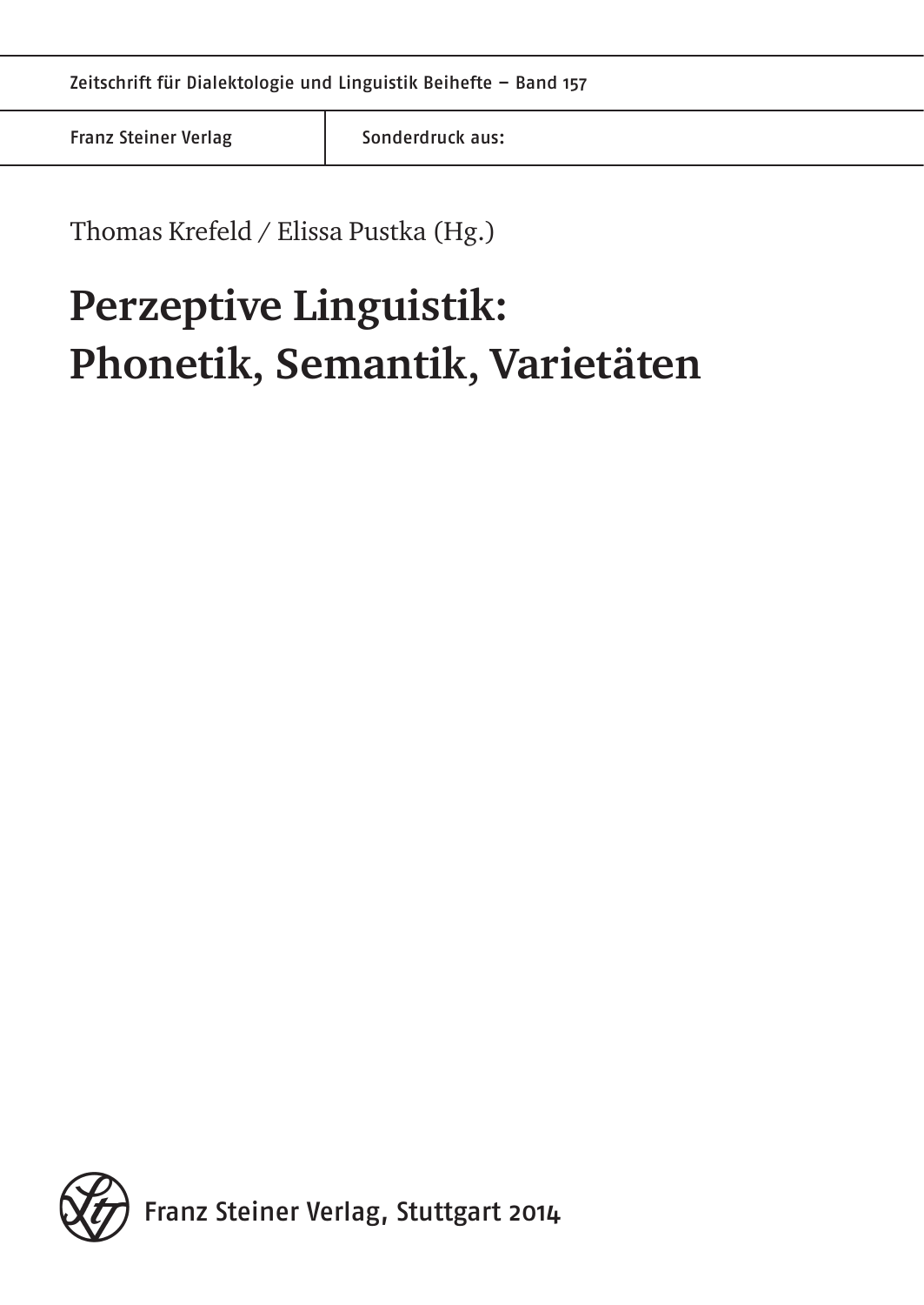Zeitschrift für Dialektologie und Linguistik Beihefte – Band 157

Franz Steiner Verlag | Sonderdruck aus:

Thomas Krefeld / Elissa Pustka (Hg.)

# Perzeptive Linguistik: Phonetik, Semantik, Varietäten

Franz Steiner Verlag, Stuttgart 2014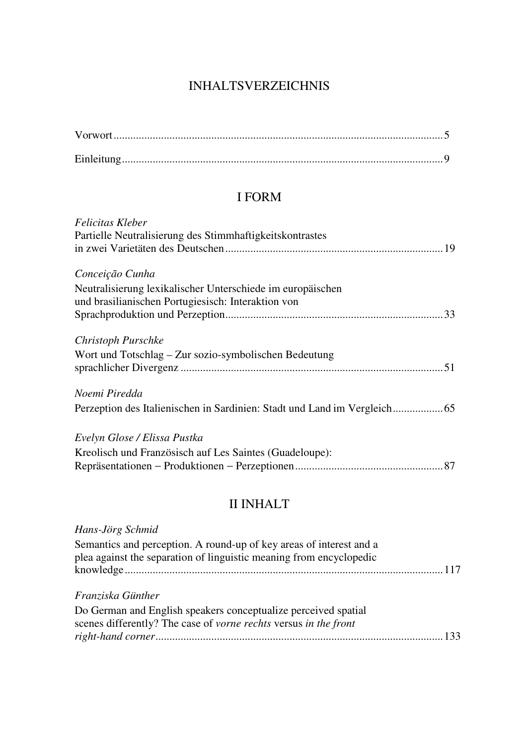# INHALTSVERZEICHNIS

Vorwort ..... 5

Einleitung ..... 9

## I FORM

*Felicitas Kleber*
Partielle Neutralisierung des Stimmhaftigkeitskontrastes in zwei Varietäten des Deutschen ..... 19

*Conceição Cunha*
Neutralisierung lexikalischer Unterschiede im europäischen und brasilianischen Portugiesisch: Interaktion von Sprachproduktion und Perzeption ..... 33

*Christoph Purschke*
Wort und Totschlag – Zur sozio-symbolischen Bedeutung sprachlicher Divergenz ..... 51

*Noemi Piredda*
Perzeption des Italienischen in Sardinien: Stadt und Land im Vergleich ..... 65

*Evelyn Glose / Elissa Pustka*
Kreolisch und Französisch auf Les Saintes (Guadeloupe): Repräsentationen – Produktionen – Perzeptionen ..... 87

## II INHALT

*Hans-Jörg Schmid*
Semantics and perception. A round-up of key areas of interest and a plea against the separation of linguistic meaning from encyclopedic knowledge ..... 117

*Franziska Günther*
Do German and English speakers conceptualize perceived spatial scenes differently? The case of *vorne rechts* versus *in the front right-hand corner* ..... 133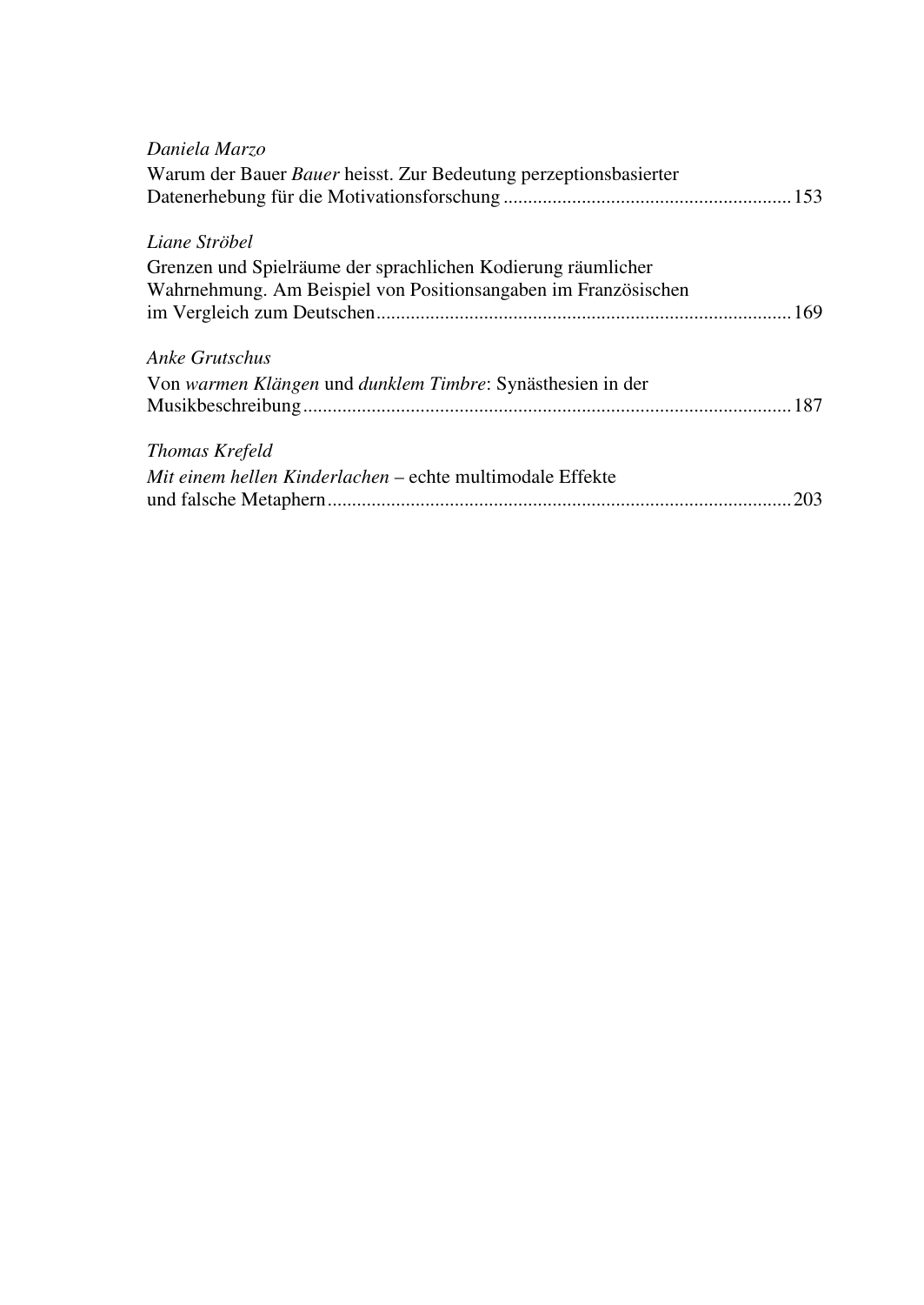*Daniela Marzo*
Warum der Bauer *Bauer* heisst. Zur Bedeutung perzeptionsbasierter Datenerhebung für die Motivationsforschung ............................................................ 153

*Liane Ströbel*
Grenzen und Spielräume der sprachlichen Kodierung räumlicher Wahrnehmung. Am Beispiel von Positionsangaben im Französischen im Vergleich zum Deutschen ..................................................................................... 169

*Anke Grutschus*
Von *warmen Klängen* und *dunklem Timbre*: Synästhesien in der Musikbeschreibung .................................................................................................... 187

*Thomas Krefeld*
*Mit einem hellen Kinderlachen* – echte multimodale Effekte und falsche Metaphern ............................................................................................... 203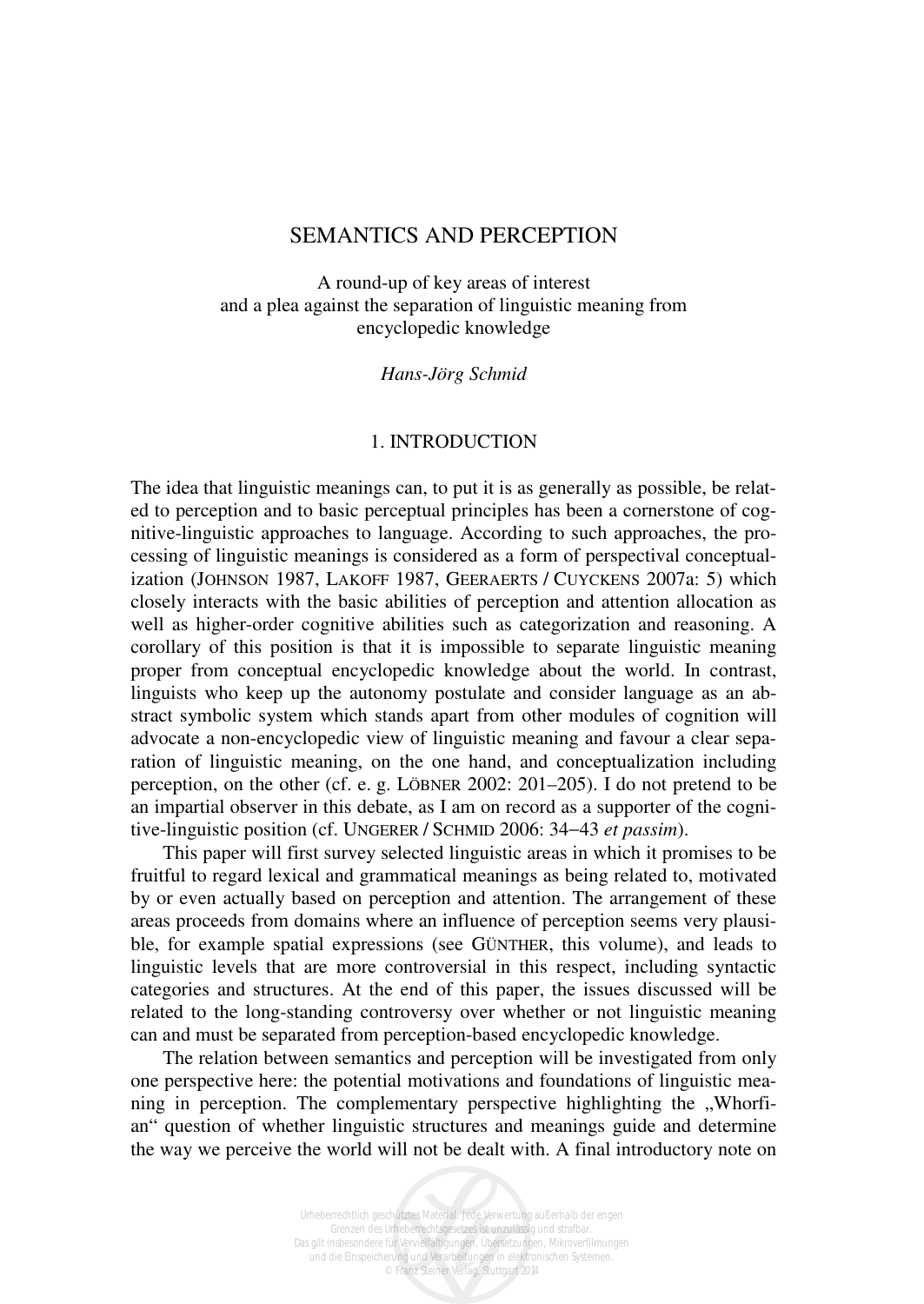# SEMANTICS AND PERCEPTION

A round-up of key areas of interest
and a plea against the separation of linguistic meaning from
encyclopedic knowledge

*Hans-Jörg Schmid*

## 1. INTRODUCTION

The idea that linguistic meanings can, to put it is as generally as possible, be related to perception and to basic perceptual principles has been a cornerstone of cognitive-linguistic approaches to language. According to such approaches, the processing of linguistic meanings is considered as a form of perspectival conceptualization (JOHNSON 1987, LAKOFF 1987, GEERAERTS / CUYCKENS 2007a: 5) which closely interacts with the basic abilities of perception and attention allocation as well as higher-order cognitive abilities such as categorization and reasoning. A corollary of this position is that it is impossible to separate linguistic meaning proper from conceptual encyclopedic knowledge about the world. In contrast, linguists who keep up the autonomy postulate and consider language as an abstract symbolic system which stands apart from other modules of cognition will advocate a non-encyclopedic view of linguistic meaning and favour a clear separation of linguistic meaning, on the one hand, and conceptualization including perception, on the other (cf. e. g. LÖBNER 2002: 201–205). I do not pretend to be an impartial observer in this debate, as I am on record as a supporter of the cognitive-linguistic position (cf. UNGERER / SCHMID 2006: 34–43 *et passim*).

This paper will first survey selected linguistic areas in which it promises to be fruitful to regard lexical and grammatical meanings as being related to, motivated by or even actually based on perception and attention. The arrangement of these areas proceeds from domains where an influence of perception seems very plausible, for example spatial expressions (see GÜNTHER, this volume), and leads to linguistic levels that are more controversial in this respect, including syntactic categories and structures. At the end of this paper, the issues discussed will be related to the long-standing controversy over whether or not linguistic meaning can and must be separated from perception-based encyclopedic knowledge.

The relation between semantics and perception will be investigated from only one perspective here: the potential motivations and foundations of linguistic meaning in perception. The complementary perspective highlighting the „Whorfian" question of whether linguistic structures and meanings guide and determine the way we perceive the world will not be dealt with. A final introductory note on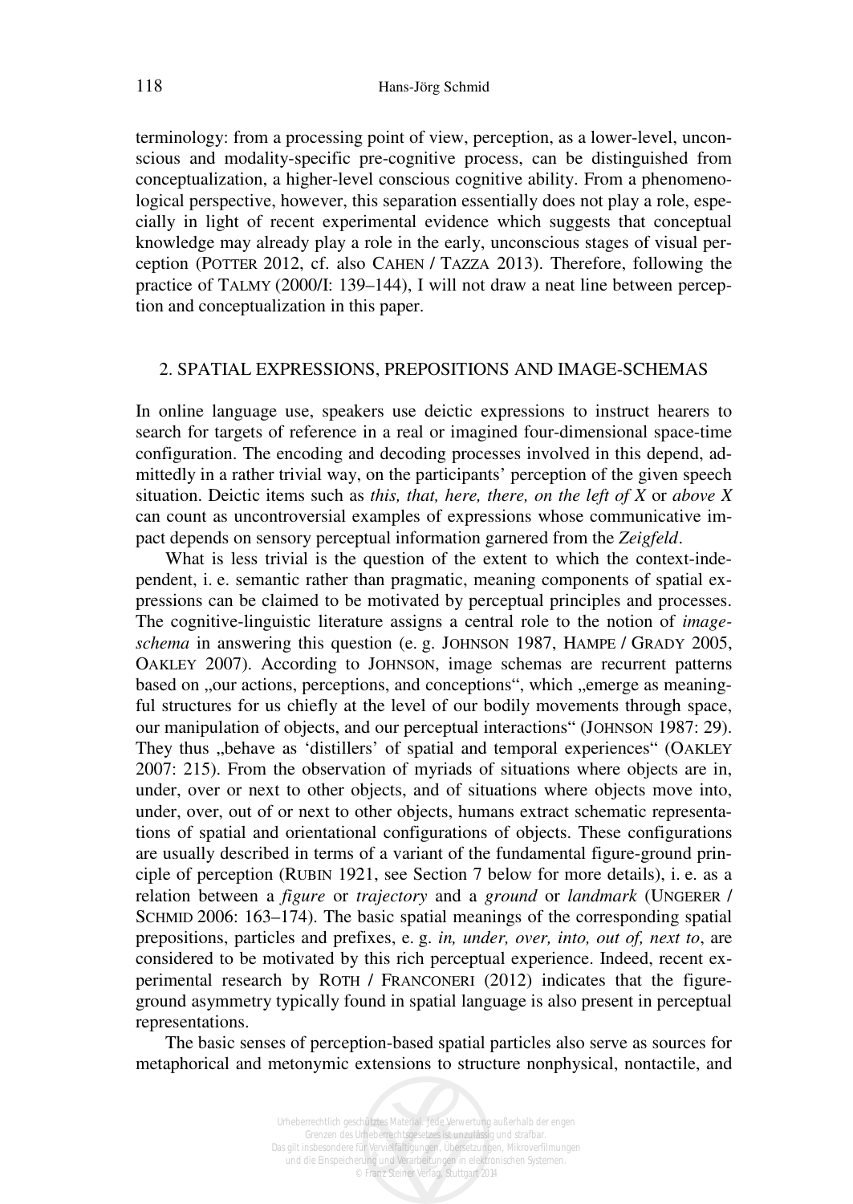terminology: from a processing point of view, perception, as a lower-level, unconscious and modality-specific pre-cognitive process, can be distinguished from conceptualization, a higher-level conscious cognitive ability. From a phenomenological perspective, however, this separation essentially does not play a role, especially in light of recent experimental evidence which suggests that conceptual knowledge may already play a role in the early, unconscious stages of visual perception (POTTER 2012, cf. also CAHEN / TAZZA 2013). Therefore, following the practice of TALMY (2000/I: 139–144), I will not draw a neat line between perception and conceptualization in this paper.

## 2. SPATIAL EXPRESSIONS, PREPOSITIONS AND IMAGE-SCHEMAS

In online language use, speakers use deictic expressions to instruct hearers to search for targets of reference in a real or imagined four-dimensional space-time configuration. The encoding and decoding processes involved in this depend, admittedly in a rather trivial way, on the participants' perception of the given speech situation. Deictic items such as *this, that, here, there, on the left of X* or *above X* can count as uncontroversial examples of expressions whose communicative impact depends on sensory perceptual information garnered from the *Zeigfeld*.

What is less trivial is the question of the extent to which the context-independent, i. e. semantic rather than pragmatic, meaning components of spatial expressions can be claimed to be motivated by perceptual principles and processes. The cognitive-linguistic literature assigns a central role to the notion of *image-schema* in answering this question (e. g. JOHNSON 1987, HAMPE / GRADY 2005, OAKLEY 2007). According to JOHNSON, image schemas are recurrent patterns based on „our actions, perceptions, and conceptions", which „emerge as meaningful structures for us chiefly at the level of our bodily movements through space, our manipulation of objects, and our perceptual interactions" (JOHNSON 1987: 29). They thus „behave as 'distillers' of spatial and temporal experiences" (OAKLEY 2007: 215). From the observation of myriads of situations where objects are in, under, over or next to other objects, and of situations where objects move into, under, over, out of or next to other objects, humans extract schematic representations of spatial and orientational configurations of objects. These configurations are usually described in terms of a variant of the fundamental figure-ground principle of perception (RUBIN 1921, see Section 7 below for more details), i. e. as a relation between a *figure* or *trajectory* and a *ground* or *landmark* (UNGERER / SCHMID 2006: 163–174). The basic spatial meanings of the corresponding spatial prepositions, particles and prefixes, e. g. *in, under, over, into, out of, next to*, are considered to be motivated by this rich perceptual experience. Indeed, recent experimental research by ROTH / FRANCONERI (2012) indicates that the figure-ground asymmetry typically found in spatial language is also present in perceptual representations.

The basic senses of perception-based spatial particles also serve as sources for metaphorical and metonymic extensions to structure nonphysical, nontactile, and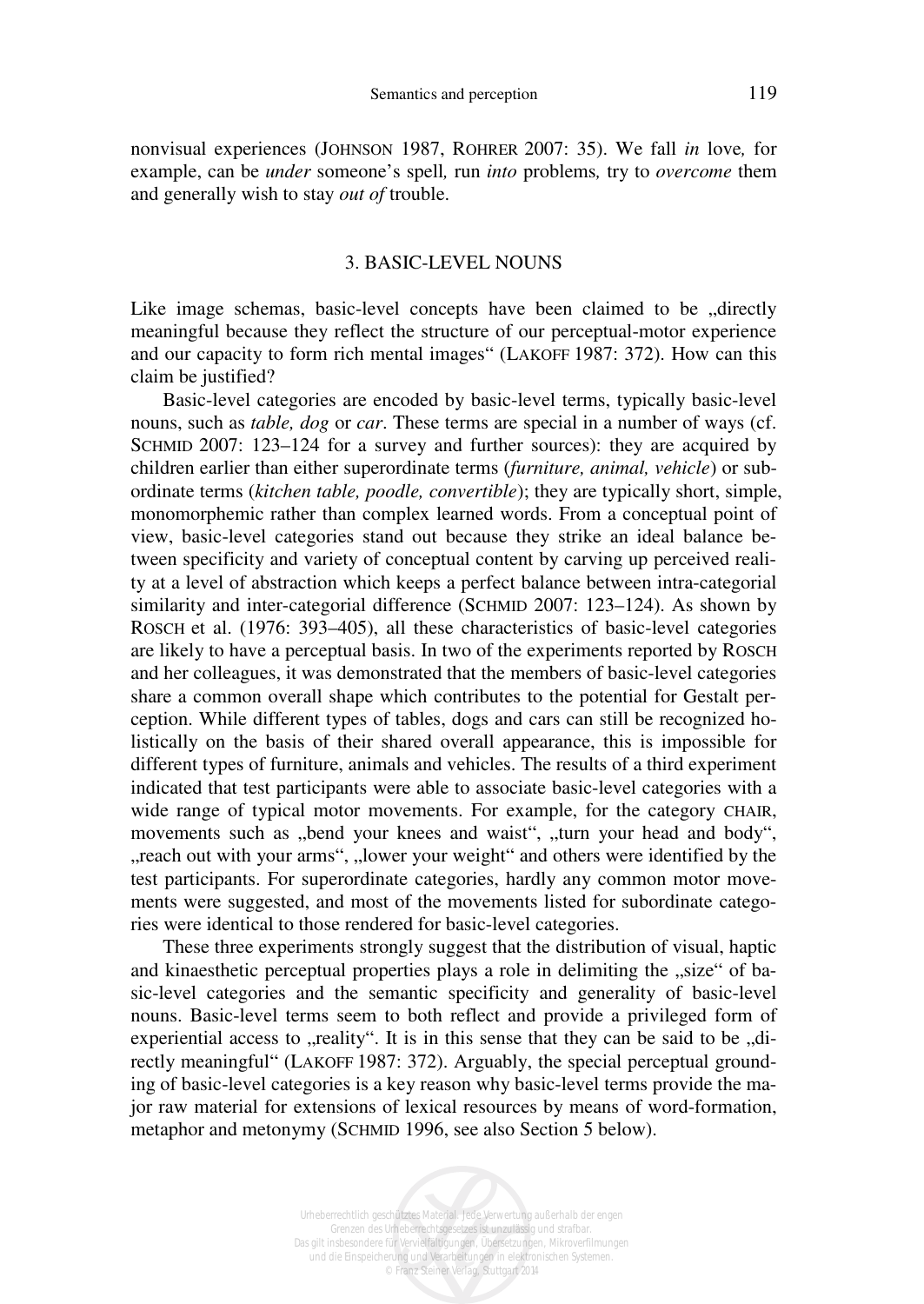nonvisual experiences (JOHNSON 1987, ROHRER 2007: 35). We fall *in* love*,* for example, can be *under* someone's spell*,* run *into* problems*,* try to *overcome* them and generally wish to stay *out of* trouble.

## 3. BASIC-LEVEL NOUNS

Like image schemas, basic-level concepts have been claimed to be „directly meaningful because they reflect the structure of our perceptual-motor experience and our capacity to form rich mental images" (LAKOFF 1987: 372). How can this claim be justified?

Basic-level categories are encoded by basic-level terms, typically basic-level nouns, such as *table, dog* or *car*. These terms are special in a number of ways (cf. SCHMID 2007: 123–124 for a survey and further sources): they are acquired by children earlier than either superordinate terms (*furniture, animal, vehicle*) or subordinate terms (*kitchen table, poodle, convertible*); they are typically short, simple, monomorphemic rather than complex learned words. From a conceptual point of view, basic-level categories stand out because they strike an ideal balance between specificity and variety of conceptual content by carving up perceived reality at a level of abstraction which keeps a perfect balance between intra-categorial similarity and inter-categorial difference (SCHMID 2007: 123–124). As shown by ROSCH et al. (1976: 393–405), all these characteristics of basic-level categories are likely to have a perceptual basis. In two of the experiments reported by ROSCH and her colleagues, it was demonstrated that the members of basic-level categories share a common overall shape which contributes to the potential for Gestalt perception. While different types of tables, dogs and cars can still be recognized holistically on the basis of their shared overall appearance, this is impossible for different types of furniture, animals and vehicles. The results of a third experiment indicated that test participants were able to associate basic-level categories with a wide range of typical motor movements. For example, for the category CHAIR, movements such as „bend your knees and waist", „turn your head and body", „reach out with your arms", „lower your weight" and others were identified by the test participants. For superordinate categories, hardly any common motor movements were suggested, and most of the movements listed for subordinate categories were identical to those rendered for basic-level categories.

These three experiments strongly suggest that the distribution of visual, haptic and kinaesthetic perceptual properties plays a role in delimiting the „size" of basic-level categories and the semantic specificity and generality of basic-level nouns. Basic-level terms seem to both reflect and provide a privileged form of experiential access to „reality". It is in this sense that they can be said to be „directly meaningful" (LAKOFF 1987: 372). Arguably, the special perceptual grounding of basic-level categories is a key reason why basic-level terms provide the major raw material for extensions of lexical resources by means of word-formation, metaphor and metonymy (SCHMID 1996, see also Section 5 below).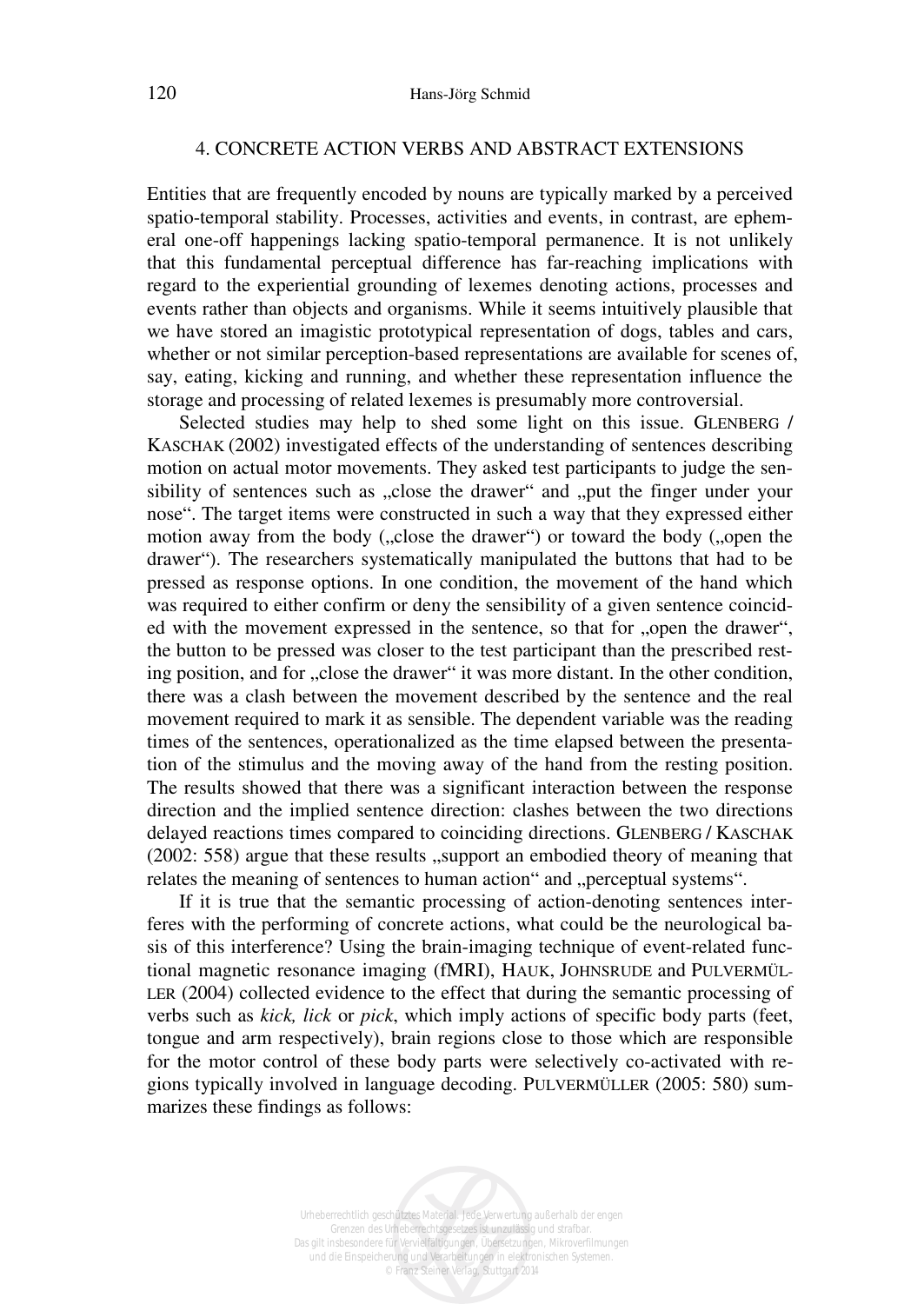## 4. CONCRETE ACTION VERBS AND ABSTRACT EXTENSIONS

Entities that are frequently encoded by nouns are typically marked by a perceived spatio-temporal stability. Processes, activities and events, in contrast, are ephemeral one-off happenings lacking spatio-temporal permanence. It is not unlikely that this fundamental perceptual difference has far-reaching implications with regard to the experiential grounding of lexemes denoting actions, processes and events rather than objects and organisms. While it seems intuitively plausible that we have stored an imagistic prototypical representation of dogs, tables and cars, whether or not similar perception-based representations are available for scenes of, say, eating, kicking and running, and whether these representation influence the storage and processing of related lexemes is presumably more controversial.

Selected studies may help to shed some light on this issue. GLENBERG / KASCHAK (2002) investigated effects of the understanding of sentences describing motion on actual motor movements. They asked test participants to judge the sensibility of sentences such as „close the drawer" and „put the finger under your nose". The target items were constructed in such a way that they expressed either motion away from the body („close the drawer") or toward the body („open the drawer"). The researchers systematically manipulated the buttons that had to be pressed as response options. In one condition, the movement of the hand which was required to either confirm or deny the sensibility of a given sentence coincided with the movement expressed in the sentence, so that for „open the drawer", the button to be pressed was closer to the test participant than the prescribed resting position, and for „close the drawer" it was more distant. In the other condition, there was a clash between the movement described by the sentence and the real movement required to mark it as sensible. The dependent variable was the reading times of the sentences, operationalized as the time elapsed between the presentation of the stimulus and the moving away of the hand from the resting position. The results showed that there was a significant interaction between the response direction and the implied sentence direction: clashes between the two directions delayed reactions times compared to coinciding directions. GLENBERG / KASCHAK (2002: 558) argue that these results „support an embodied theory of meaning that relates the meaning of sentences to human action" and „perceptual systems".

If it is true that the semantic processing of action-denoting sentences interferes with the performing of concrete actions, what could be the neurological basis of this interference? Using the brain-imaging technique of event-related functional magnetic resonance imaging (fMRI), HAUK, JOHNSRUDE and PULVERMÜLLER (2004) collected evidence to the effect that during the semantic processing of verbs such as *kick, lick* or *pick*, which imply actions of specific body parts (feet, tongue and arm respectively), brain regions close to those which are responsible for the motor control of these body parts were selectively co-activated with regions typically involved in language decoding. PULVERMÜLLER (2005: 580) summarizes these findings as follows: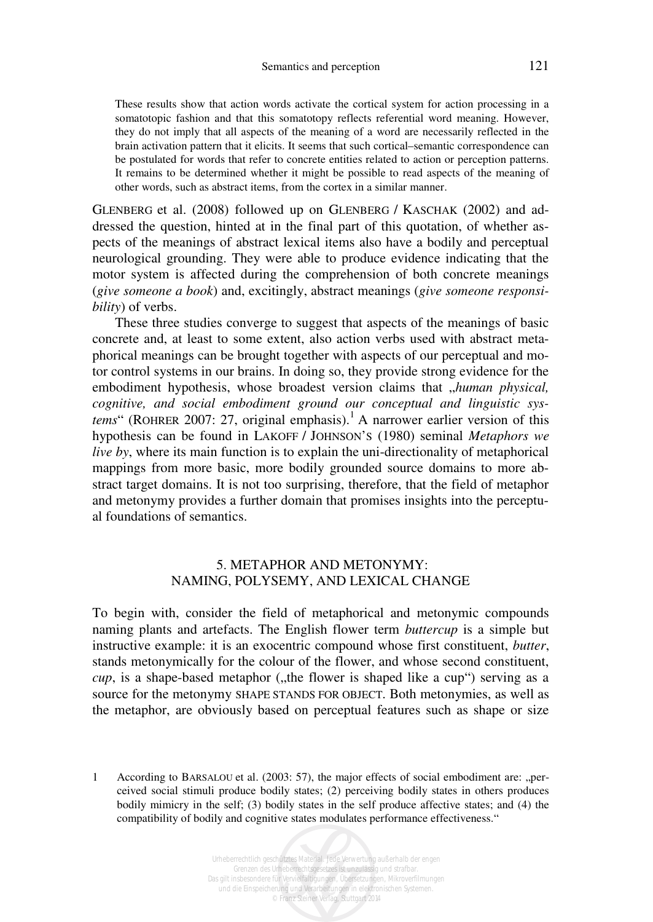> These results show that action words activate the cortical system for action processing in a somatotopic fashion and that this somatotopy reflects referential word meaning. However, they do not imply that all aspects of the meaning of a word are necessarily reflected in the brain activation pattern that it elicits. It seems that such cortical–semantic correspondence can be postulated for words that refer to concrete entities related to action or perception patterns. It remains to be determined whether it might be possible to read aspects of the meaning of other words, such as abstract items, from the cortex in a similar manner.

GLENBERG et al. (2008) followed up on GLENBERG / KASCHAK (2002) and addressed the question, hinted at in the final part of this quotation, of whether aspects of the meanings of abstract lexical items also have a bodily and perceptual neurological grounding. They were able to produce evidence indicating that the motor system is affected during the comprehension of both concrete meanings (*give someone a book*) and, excitingly, abstract meanings (*give someone responsibility*) of verbs.

These three studies converge to suggest that aspects of the meanings of basic concrete and, at least to some extent, also action verbs used with abstract metaphorical meanings can be brought together with aspects of our perceptual and motor control systems in our brains. In doing so, they provide strong evidence for the embodiment hypothesis, whose broadest version claims that „*human physical, cognitive, and social embodiment ground our conceptual and linguistic systems*“ (ROHRER 2007: 27, original emphasis).[1] A narrower earlier version of this hypothesis can be found in LAKOFF / JOHNSON'S (1980) seminal *Metaphors we live by*, where its main function is to explain the uni-directionality of metaphorical mappings from more basic, more bodily grounded source domains to more abstract target domains. It is not too surprising, therefore, that the field of metaphor and metonymy provides a further domain that promises insights into the perceptual foundations of semantics.

## 5. METAPHOR AND METONYMY: NAMING, POLYSEMY, AND LEXICAL CHANGE

To begin with, consider the field of metaphorical and metonymic compounds naming plants and artefacts. The English flower term *buttercup* is a simple but instructive example: it is an exocentric compound whose first constituent, *butter*, stands metonymically for the colour of the flower, and whose second constituent, *cup*, is a shape-based metaphor („the flower is shaped like a cup“) serving as a source for the metonymy SHAPE STANDS FOR OBJECT. Both metonymies, as well as the metaphor, are obviously based on perceptual features such as shape or size

1 According to BARSALOU et al. (2003: 57), the major effects of social embodiment are: „perceived social stimuli produce bodily states; (2) perceiving bodily states in others produces bodily mimicry in the self; (3) bodily states in the self produce affective states; and (4) the compatibility of bodily and cognitive states modulates performance effectiveness.“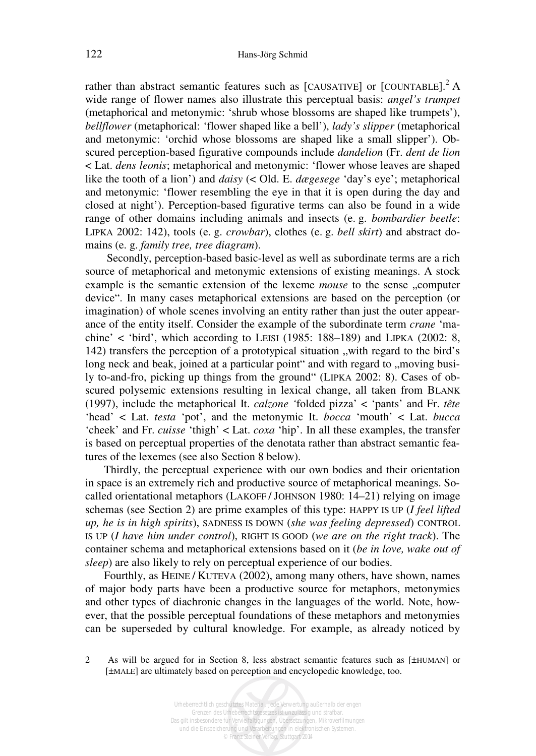rather than abstract semantic features such as [CAUSATIVE] or [COUNTABLE].[2] A wide range of flower names also illustrate this perceptual basis: *angel's trumpet* (metaphorical and metonymic: 'shrub whose blossoms are shaped like trumpets'), *bellflower* (metaphorical: 'flower shaped like a bell'), *lady's slipper* (metaphorical and metonymic: 'orchid whose blossoms are shaped like a small slipper'). Obscured perception-based figurative compounds include *dandelion* (Fr. *dent de lion* < Lat. *dens leonis*; metaphorical and metonymic: 'flower whose leaves are shaped like the tooth of a lion') and *daisy* (< Old. E. *dægesege* 'day's eye'; metaphorical and metonymic: 'flower resembling the eye in that it is open during the day and closed at night'). Perception-based figurative terms can also be found in a wide range of other domains including animals and insects (e. g. *bombardier beetle*: LIPKA 2002: 142), tools (e. g. *crowbar*), clothes (e. g. *bell skirt*) and abstract domains (e. g. *family tree, tree diagram*).

Secondly, perception-based basic-level as well as subordinate terms are a rich source of metaphorical and metonymic extensions of existing meanings. A stock example is the semantic extension of the lexeme *mouse* to the sense „computer device". In many cases metaphorical extensions are based on the perception (or imagination) of whole scenes involving an entity rather than just the outer appearance of the entity itself. Consider the example of the subordinate term *crane* 'machine' < 'bird', which according to LEISI (1985: 188–189) and LIPKA (2002: 8, 142) transfers the perception of a prototypical situation „with regard to the bird's long neck and beak, joined at a particular point" and with regard to „moving busily to-and-fro, picking up things from the ground" (LIPKA 2002: 8). Cases of obscured polysemic extensions resulting in lexical change, all taken from BLANK (1997), include the metaphorical It. *calzone* 'folded pizza' < 'pants' and Fr. *tête* 'head' < Lat. *testa* 'pot', and the metonymic It. *bocca* 'mouth' < Lat. *bucca* 'cheek' and Fr. *cuisse* 'thigh' < Lat. *coxa* 'hip'. In all these examples, the transfer is based on perceptual properties of the denotata rather than abstract semantic features of the lexemes (see also Section 8 below).

Thirdly, the perceptual experience with our own bodies and their orientation in space is an extremely rich and productive source of metaphorical meanings. So-called orientational metaphors (LAKOFF / JOHNSON 1980: 14–21) relying on image schemas (see Section 2) are prime examples of this type: HAPPY IS UP (*I feel lifted up, he is in high spirits*), SADNESS IS DOWN (*she was feeling depressed*) CONTROL IS UP (*I have him under control*), RIGHT IS GOOD (*we are on the right track*). The container schema and metaphorical extensions based on it (*be in love, wake out of sleep*) are also likely to rely on perceptual experience of our bodies.

Fourthly, as HEINE / KUTEVA (2002), among many others, have shown, names of major body parts have been a productive source for metaphors, metonymies and other types of diachronic changes in the languages of the world. Note, however, that the possible perceptual foundations of these metaphors and metonymies can be superseded by cultural knowledge. For example, as already noticed by

2 As will be argued for in Section 8, less abstract semantic features such as [±HUMAN] or [±MALE] are ultimately based on perception and encyclopedic knowledge, too.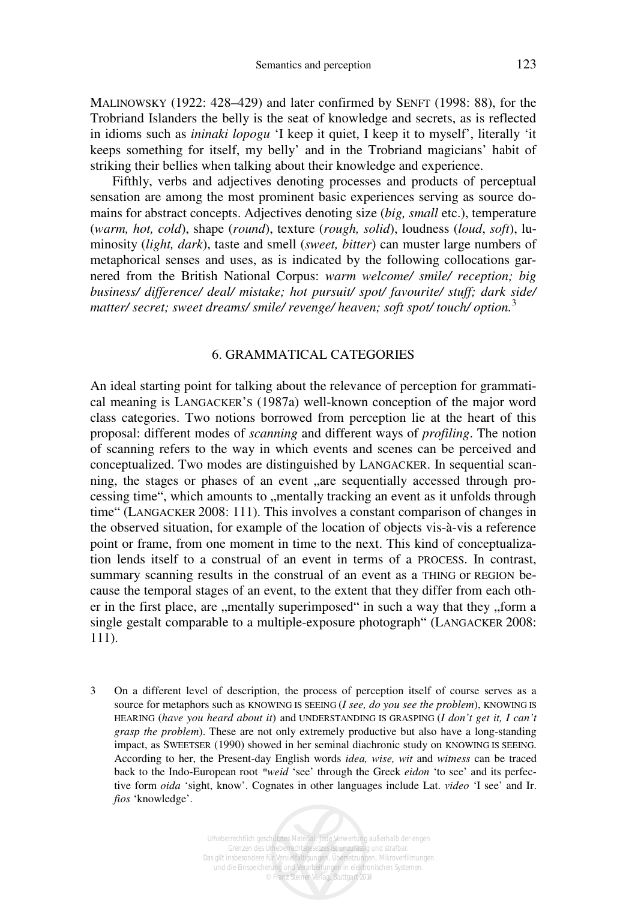MALINOWSKY (1922: 428–429) and later confirmed by SENFT (1998: 88), for the Trobriand Islanders the belly is the seat of knowledge and secrets, as is reflected in idioms such as *ininaki lopogu* 'I keep it quiet, I keep it to myself', literally 'it keeps something for itself, my belly' and in the Trobriand magicians' habit of striking their bellies when talking about their knowledge and experience.

Fifthly, verbs and adjectives denoting processes and products of perceptual sensation are among the most prominent basic experiences serving as source domains for abstract concepts. Adjectives denoting size (*big, small* etc.), temperature (*warm, hot, cold*), shape (*round*), texture (*rough, solid*), loudness (*loud*, *soft*), luminosity (*light, dark*), taste and smell (*sweet, bitter*) can muster large numbers of metaphorical senses and uses, as is indicated by the following collocations garnered from the British National Corpus: *warm welcome/ smile/ reception; big business/ difference/ deal/ mistake; hot pursuit/ spot/ favourite/ stuff; dark side/ matter/ secret; sweet dreams/ smile/ revenge/ heaven; soft spot/ touch/ option.*[3]

## 6. GRAMMATICAL CATEGORIES

An ideal starting point for talking about the relevance of perception for grammatical meaning is LANGACKER'S (1987a) well-known conception of the major word class categories. Two notions borrowed from perception lie at the heart of this proposal: different modes of *scanning* and different ways of *profiling*. The notion of scanning refers to the way in which events and scenes can be perceived and conceptualized. Two modes are distinguished by LANGACKER. In sequential scanning, the stages or phases of an event „are sequentially accessed through processing time", which amounts to „mentally tracking an event as it unfolds through time" (LANGACKER 2008: 111). This involves a constant comparison of changes in the observed situation, for example of the location of objects vis-à-vis a reference point or frame, from one moment in time to the next. This kind of conceptualization lends itself to a construal of an event in terms of a PROCESS. In contrast, summary scanning results in the construal of an event as a THING or REGION because the temporal stages of an event, to the extent that they differ from each other in the first place, are „mentally superimposed" in such a way that they „form a single gestalt comparable to a multiple-exposure photograph" (LANGACKER 2008: 111).

3 On a different level of description, the process of perception itself of course serves as a source for metaphors such as KNOWING IS SEEING (*I see, do you see the problem*), KNOWING IS HEARING (*have you heard about it*) and UNDERSTANDING IS GRASPING (*I don't get it, I can't grasp the problem*). These are not only extremely productive but also have a long-standing impact, as SWEETSER (1990) showed in her seminal diachronic study on KNOWING IS SEEING. According to her, the Present-day English words *idea, wise, wit* and *witness* can be traced back to the Indo-European root *\*weid* 'see' through the Greek *eidon* 'to see' and its perfective form *oida* 'sight, know'. Cognates in other languages include Lat. *video* 'I see' and Ir. *fios* 'knowledge'.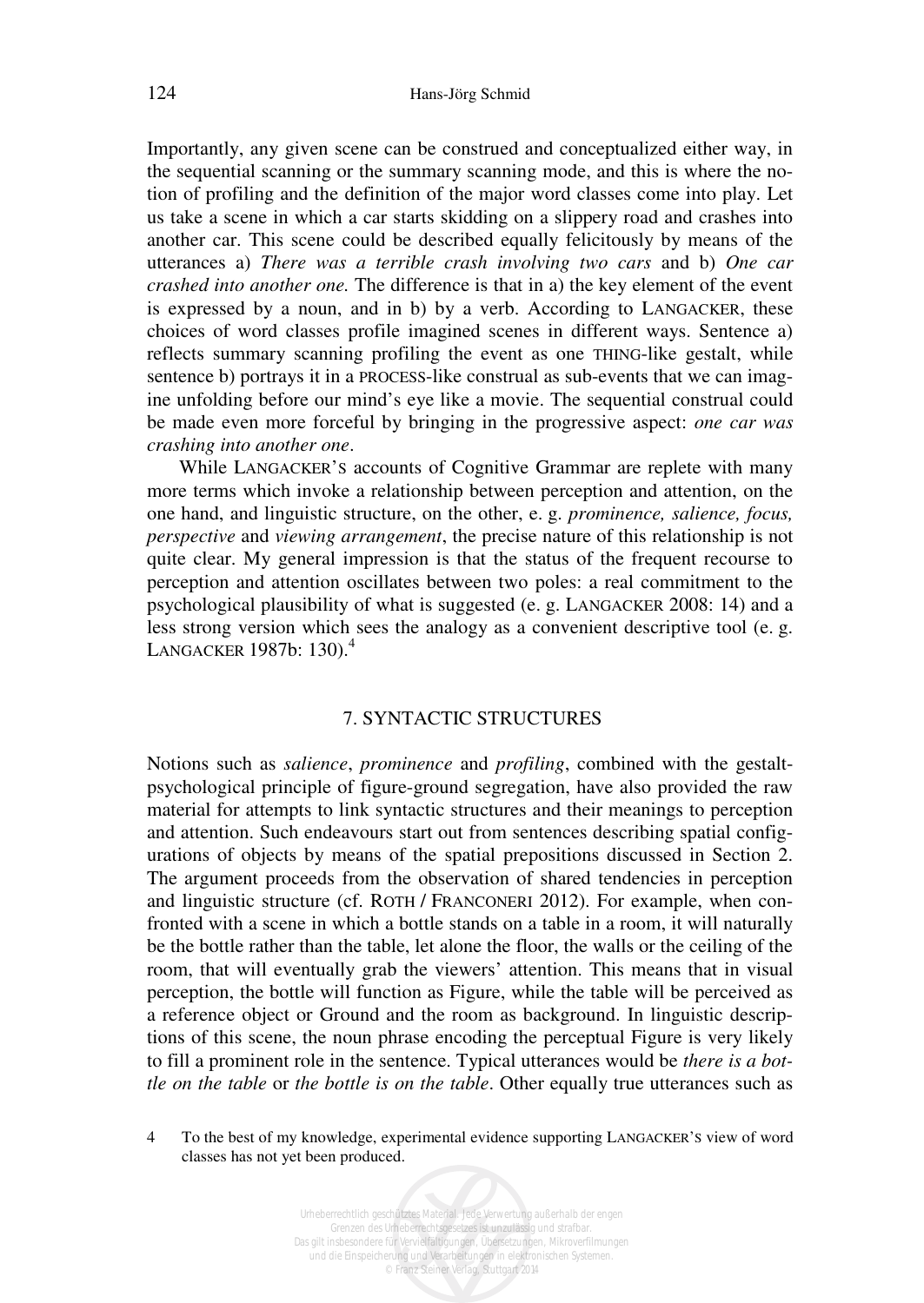Importantly, any given scene can be construed and conceptualized either way, in the sequential scanning or the summary scanning mode, and this is where the notion of profiling and the definition of the major word classes come into play. Let us take a scene in which a car starts skidding on a slippery road and crashes into another car. This scene could be described equally felicitously by means of the utterances a) *There was a terrible crash involving two cars* and b) *One car crashed into another one.* The difference is that in a) the key element of the event is expressed by a noun, and in b) by a verb. According to LANGACKER, these choices of word classes profile imagined scenes in different ways. Sentence a) reflects summary scanning profiling the event as one THING-like gestalt, while sentence b) portrays it in a PROCESS-like construal as sub-events that we can imagine unfolding before our mind's eye like a movie. The sequential construal could be made even more forceful by bringing in the progressive aspect: *one car was crashing into another one*.

While LANGACKER'S accounts of Cognitive Grammar are replete with many more terms which invoke a relationship between perception and attention, on the one hand, and linguistic structure, on the other, e. g. *prominence, salience, focus, perspective* and *viewing arrangement*, the precise nature of this relationship is not quite clear. My general impression is that the status of the frequent recourse to perception and attention oscillates between two poles: a real commitment to the psychological plausibility of what is suggested (e. g. LANGACKER 2008: 14) and a less strong version which sees the analogy as a convenient descriptive tool (e. g. LANGACKER 1987b: 130).[4]

## 7. SYNTACTIC STRUCTURES

Notions such as *salience*, *prominence* and *profiling*, combined with the gestalt-psychological principle of figure-ground segregation, have also provided the raw material for attempts to link syntactic structures and their meanings to perception and attention. Such endeavours start out from sentences describing spatial configurations of objects by means of the spatial prepositions discussed in Section 2. The argument proceeds from the observation of shared tendencies in perception and linguistic structure (cf. ROTH / FRANCONERI 2012). For example, when confronted with a scene in which a bottle stands on a table in a room, it will naturally be the bottle rather than the table, let alone the floor, the walls or the ceiling of the room, that will eventually grab the viewers' attention. This means that in visual perception, the bottle will function as Figure, while the table will be perceived as a reference object or Ground and the room as background. In linguistic descriptions of this scene, the noun phrase encoding the perceptual Figure is very likely to fill a prominent role in the sentence. Typical utterances would be *there is a bottle on the table* or *the bottle is on the table*. Other equally true utterances such as

4 To the best of my knowledge, experimental evidence supporting LANGACKER'S view of word classes has not yet been produced.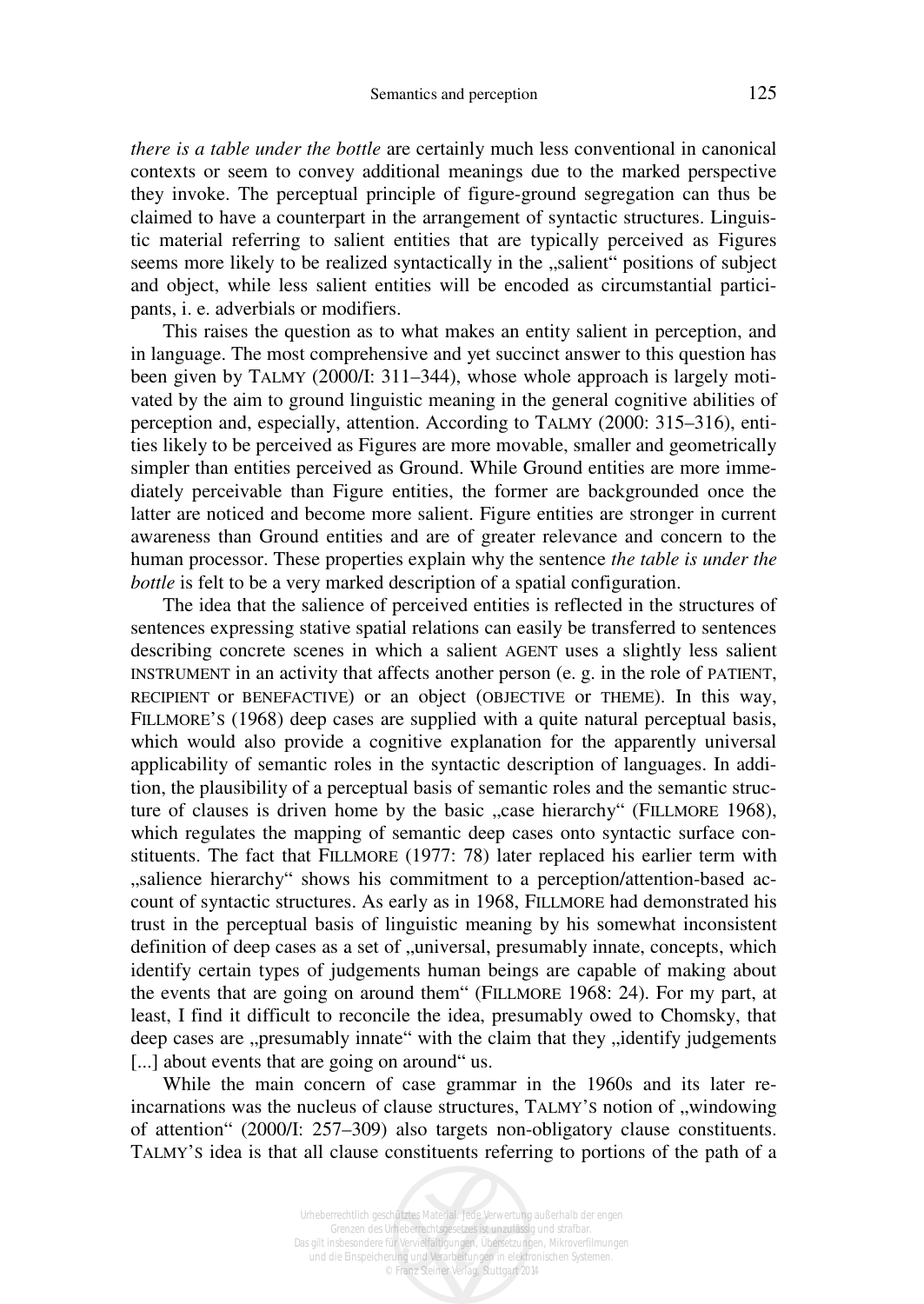*there is a table under the bottle* are certainly much less conventional in canonical contexts or seem to convey additional meanings due to the marked perspective they invoke. The perceptual principle of figure-ground segregation can thus be claimed to have a counterpart in the arrangement of syntactic structures. Linguistic material referring to salient entities that are typically perceived as Figures seems more likely to be realized syntactically in the „salient" positions of subject and object, while less salient entities will be encoded as circumstantial participants, i. e. adverbials or modifiers.

This raises the question as to what makes an entity salient in perception, and in language. The most comprehensive and yet succinct answer to this question has been given by TALMY (2000/I: 311–344), whose whole approach is largely motivated by the aim to ground linguistic meaning in the general cognitive abilities of perception and, especially, attention. According to TALMY (2000: 315–316), entities likely to be perceived as Figures are more movable, smaller and geometrically simpler than entities perceived as Ground. While Ground entities are more immediately perceivable than Figure entities, the former are backgrounded once the latter are noticed and become more salient. Figure entities are stronger in current awareness than Ground entities and are of greater relevance and concern to the human processor. These properties explain why the sentence *the table is under the bottle* is felt to be a very marked description of a spatial configuration.

The idea that the salience of perceived entities is reflected in the structures of sentences expressing stative spatial relations can easily be transferred to sentences describing concrete scenes in which a salient AGENT uses a slightly less salient INSTRUMENT in an activity that affects another person (e. g. in the role of PATIENT, RECIPIENT or BENEFACTIVE) or an object (OBJECTIVE or THEME). In this way, FILLMORE'S (1968) deep cases are supplied with a quite natural perceptual basis, which would also provide a cognitive explanation for the apparently universal applicability of semantic roles in the syntactic description of languages. In addition, the plausibility of a perceptual basis of semantic roles and the semantic structure of clauses is driven home by the basic „case hierarchy" (FILLMORE 1968), which regulates the mapping of semantic deep cases onto syntactic surface constituents. The fact that FILLMORE (1977: 78) later replaced his earlier term with „salience hierarchy" shows his commitment to a perception/attention-based account of syntactic structures. As early as in 1968, FILLMORE had demonstrated his trust in the perceptual basis of linguistic meaning by his somewhat inconsistent definition of deep cases as a set of „universal, presumably innate, concepts, which identify certain types of judgements human beings are capable of making about the events that are going on around them" (FILLMORE 1968: 24). For my part, at least, I find it difficult to reconcile the idea, presumably owed to Chomsky, that deep cases are „presumably innate" with the claim that they „identify judgements [...] about events that are going on around" us.

While the main concern of case grammar in the 1960s and its later reincarnations was the nucleus of clause structures, TALMY'S notion of „windowing of attention" (2000/I: 257–309) also targets non-obligatory clause constituents. TALMY'S idea is that all clause constituents referring to portions of the path of a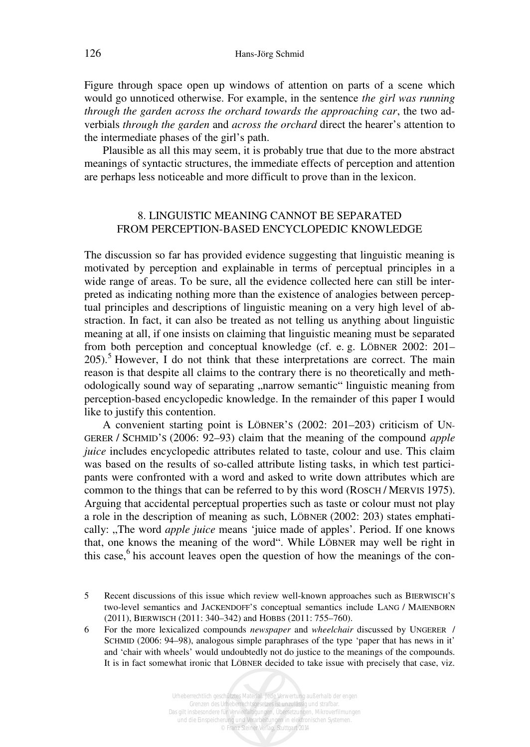Figure through space open up windows of attention on parts of a scene which would go unnoticed otherwise. For example, in the sentence *the girl was running through the garden across the orchard towards the approaching car*, the two adverbials *through the garden* and *across the orchard* direct the hearer's attention to the intermediate phases of the girl's path.

Plausible as all this may seem, it is probably true that due to the more abstract meanings of syntactic structures, the immediate effects of perception and attention are perhaps less noticeable and more difficult to prove than in the lexicon.

## 8. LINGUISTIC MEANING CANNOT BE SEPARATED FROM PERCEPTION-BASED ENCYCLOPEDIC KNOWLEDGE

The discussion so far has provided evidence suggesting that linguistic meaning is motivated by perception and explainable in terms of perceptual principles in a wide range of areas. To be sure, all the evidence collected here can still be interpreted as indicating nothing more than the existence of analogies between perceptual principles and descriptions of linguistic meaning on a very high level of abstraction. In fact, it can also be treated as not telling us anything about linguistic meaning at all, if one insists on claiming that linguistic meaning must be separated from both perception and conceptual knowledge (cf. e. g. LÖBNER 2002: 201–205).[5] However, I do not think that these interpretations are correct. The main reason is that despite all claims to the contrary there is no theoretically and methodologically sound way of separating „narrow semantic" linguistic meaning from perception-based encyclopedic knowledge. In the remainder of this paper I would like to justify this contention.

A convenient starting point is LÖBNER'S (2002: 201–203) criticism of UNGERER / SCHMID'S (2006: 92–93) claim that the meaning of the compound *apple juice* includes encyclopedic attributes related to taste, colour and use. This claim was based on the results of so-called attribute listing tasks, in which test participants were confronted with a word and asked to write down attributes which are common to the things that can be referred to by this word (ROSCH / MERVIS 1975). Arguing that accidental perceptual properties such as taste or colour must not play a role in the description of meaning as such, LÖBNER (2002: 203) states emphatically: „The word *apple juice* means 'juice made of apples'. Period. If one knows that, one knows the meaning of the word". While LÖBNER may well be right in this case,[6] his account leaves open the question of how the meanings of the con-

5 Recent discussions of this issue which review well-known approaches such as BIERWISCH'S two-level semantics and JACKENDOFF'S conceptual semantics include LANG / MAIENBORN (2011), BIERWISCH (2011: 340–342) and HOBBS (2011: 755–760).

6 For the more lexicalized compounds *newspaper* and *wheelchair* discussed by UNGERER / SCHMID (2006: 94–98), analogous simple paraphrases of the type 'paper that has news in it' and 'chair with wheels' would undoubtedly not do justice to the meanings of the compounds. It is in fact somewhat ironic that LÖBNER decided to take issue with precisely that case, viz.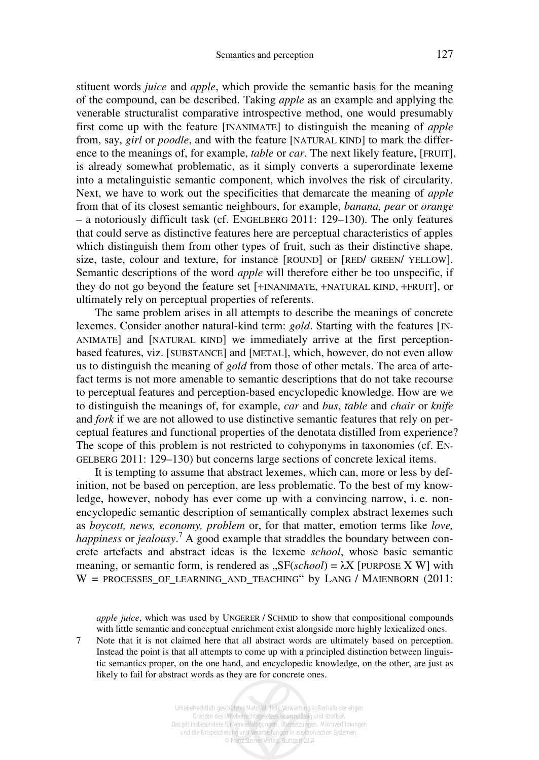stituent words *juice* and *apple*, which provide the semantic basis for the meaning of the compound, can be described. Taking *apple* as an example and applying the venerable structuralist comparative introspective method, one would presumably first come up with the feature [INANIMATE] to distinguish the meaning of *apple* from, say, *girl* or *poodle*, and with the feature [NATURAL KIND] to mark the difference to the meanings of, for example, *table* or *car*. The next likely feature, [FRUIT], is already somewhat problematic, as it simply converts a superordinate lexeme into a metalinguistic semantic component, which involves the risk of circularity. Next, we have to work out the specificities that demarcate the meaning of *apple* from that of its closest semantic neighbours, for example, *banana, pear* or *orange* – a notoriously difficult task (cf. ENGELBERG 2011: 129–130). The only features that could serve as distinctive features here are perceptual characteristics of apples which distinguish them from other types of fruit, such as their distinctive shape, size, taste, colour and texture, for instance [ROUND] or [RED/ GREEN/ YELLOW]. Semantic descriptions of the word *apple* will therefore either be too unspecific, if they do not go beyond the feature set [+INANIMATE, +NATURAL KIND, +FRUIT], or ultimately rely on perceptual properties of referents.

The same problem arises in all attempts to describe the meanings of concrete lexemes. Consider another natural-kind term: *gold*. Starting with the features [INANIMATE] and [NATURAL KIND] we immediately arrive at the first perception-based features, viz. [SUBSTANCE] and [METAL], which, however, do not even allow us to distinguish the meaning of *gold* from those of other metals. The area of artefact terms is not more amenable to semantic descriptions that do not take recourse to perceptual features and perception-based encyclopedic knowledge. How are we to distinguish the meanings of, for example, *car* and *bus*, *table* and *chair* or *knife* and *fork* if we are not allowed to use distinctive semantic features that rely on perceptual features and functional properties of the denotata distilled from experience? The scope of this problem is not restricted to cohyponyms in taxonomies (cf. ENGELBERG 2011: 129–130) but concerns large sections of concrete lexical items.

It is tempting to assume that abstract lexemes, which can, more or less by definition, not be based on perception, are less problematic. To the best of my knowledge, however, nobody has ever come up with a convincing narrow, i. e. non-encyclopedic semantic description of semantically complex abstract lexemes such as *boycott, news, economy, problem* or, for that matter, emotion terms like *love, happiness* or *jealousy*.[7] A good example that straddles the boundary between concrete artefacts and abstract ideas is the lexeme *school*, whose basic semantic meaning, or semantic form, is rendered as „SF(*school*) = λX [PURPOSE X W] with W = PROCESSES_OF_LEARNING_AND_TEACHING" by LANG / MAIENBORN (2011:

*apple juice*, which was used by UNGERER / SCHMID to show that compositional compounds with little semantic and conceptual enrichment exist alongside more highly lexicalized ones.

7 Note that it is not claimed here that all abstract words are ultimately based on perception. Instead the point is that all attempts to come up with a principled distinction between linguistic semantics proper, on the one hand, and encyclopedic knowledge, on the other, are just as likely to fail for abstract words as they are for concrete ones.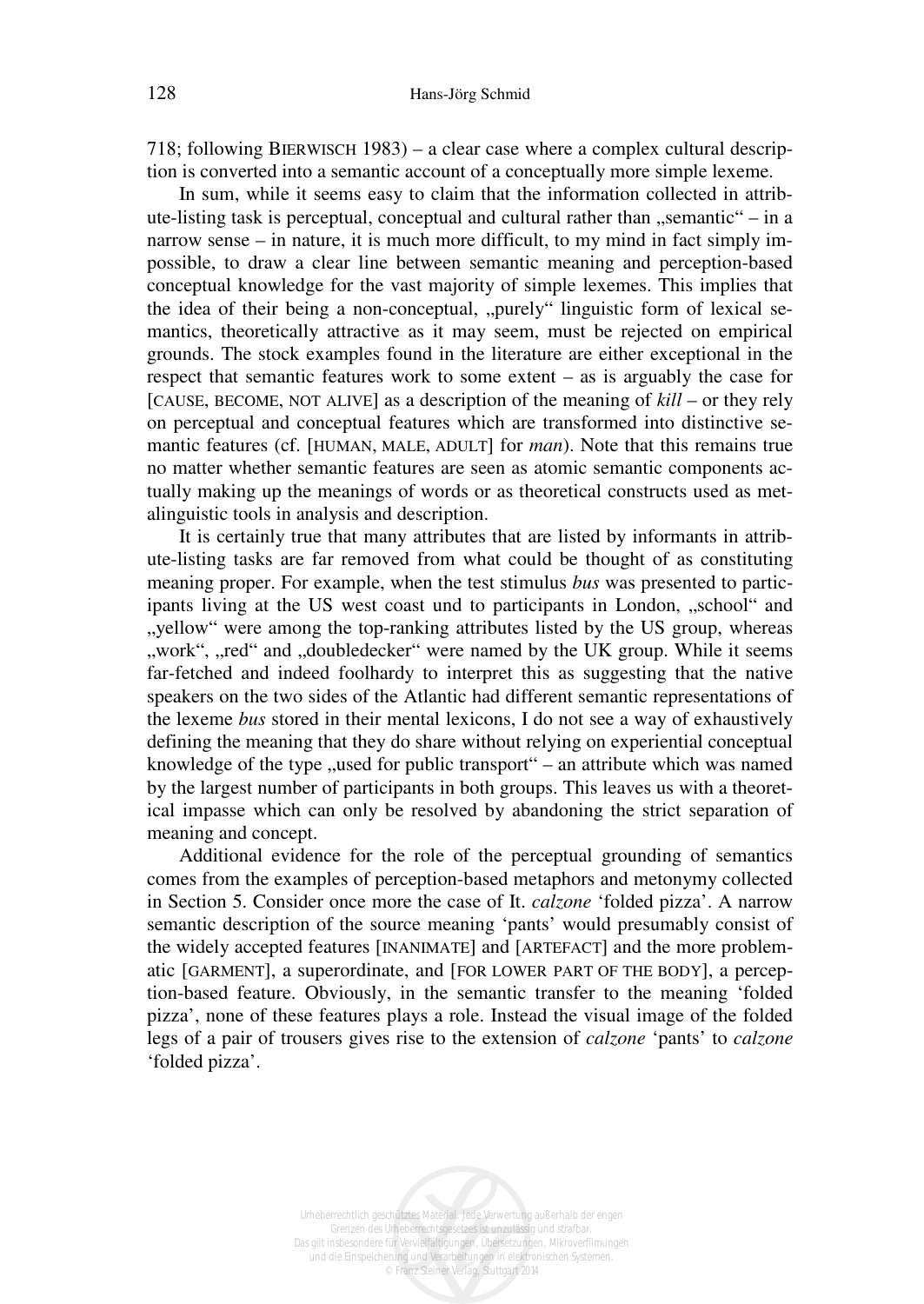718; following BIERWISCH 1983) – a clear case where a complex cultural description is converted into a semantic account of a conceptually more simple lexeme.

In sum, while it seems easy to claim that the information collected in attribute-listing task is perceptual, conceptual and cultural rather than „semantic" – in a narrow sense – in nature, it is much more difficult, to my mind in fact simply impossible, to draw a clear line between semantic meaning and perception-based conceptual knowledge for the vast majority of simple lexemes. This implies that the idea of their being a non-conceptual, „purely" linguistic form of lexical semantics, theoretically attractive as it may seem, must be rejected on empirical grounds. The stock examples found in the literature are either exceptional in the respect that semantic features work to some extent – as is arguably the case for [CAUSE, BECOME, NOT ALIVE] as a description of the meaning of *kill* – or they rely on perceptual and conceptual features which are transformed into distinctive semantic features (cf. [HUMAN, MALE, ADULT] for *man*). Note that this remains true no matter whether semantic features are seen as atomic semantic components actually making up the meanings of words or as theoretical constructs used as metalinguistic tools in analysis and description.

It is certainly true that many attributes that are listed by informants in attribute-listing tasks are far removed from what could be thought of as constituting meaning proper. For example, when the test stimulus *bus* was presented to participants living at the US west coast und to participants in London, „school" and „yellow" were among the top-ranking attributes listed by the US group, whereas „work", „red" and „doubledecker" were named by the UK group. While it seems far-fetched and indeed foolhardy to interpret this as suggesting that the native speakers on the two sides of the Atlantic had different semantic representations of the lexeme *bus* stored in their mental lexicons, I do not see a way of exhaustively defining the meaning that they do share without relying on experiential conceptual knowledge of the type „used for public transport" – an attribute which was named by the largest number of participants in both groups. This leaves us with a theoretical impasse which can only be resolved by abandoning the strict separation of meaning and concept.

Additional evidence for the role of the perceptual grounding of semantics comes from the examples of perception-based metaphors and metonymy collected in Section 5. Consider once more the case of It. *calzone* 'folded pizza'. A narrow semantic description of the source meaning 'pants' would presumably consist of the widely accepted features [INANIMATE] and [ARTEFACT] and the more problematic [GARMENT], a superordinate, and [FOR LOWER PART OF THE BODY], a perception-based feature. Obviously, in the semantic transfer to the meaning 'folded pizza', none of these features plays a role. Instead the visual image of the folded legs of a pair of trousers gives rise to the extension of *calzone* 'pants' to *calzone* 'folded pizza'.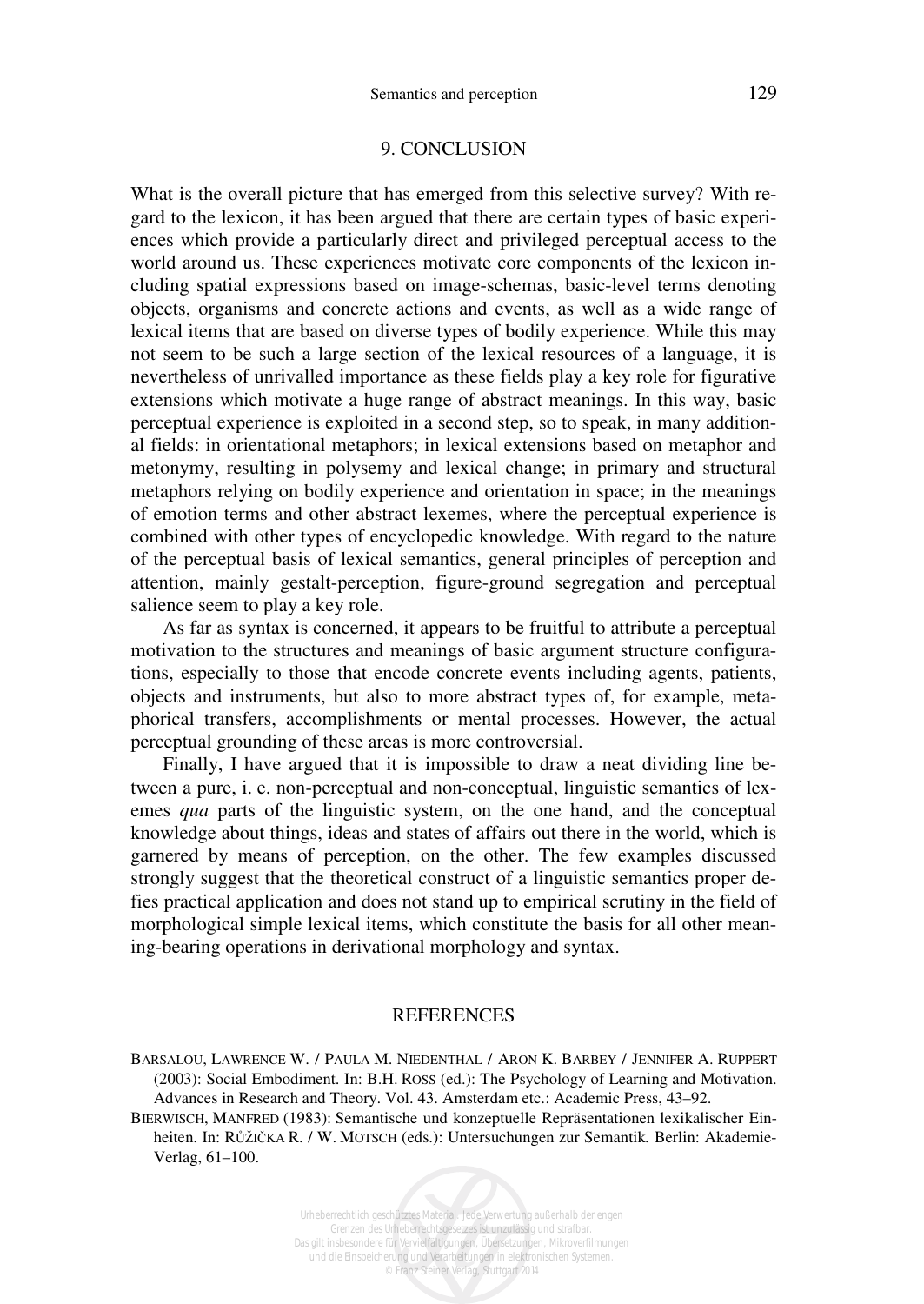## 9. CONCLUSION

What is the overall picture that has emerged from this selective survey? With regard to the lexicon, it has been argued that there are certain types of basic experiences which provide a particularly direct and privileged perceptual access to the world around us. These experiences motivate core components of the lexicon including spatial expressions based on image-schemas, basic-level terms denoting objects, organisms and concrete actions and events, as well as a wide range of lexical items that are based on diverse types of bodily experience. While this may not seem to be such a large section of the lexical resources of a language, it is nevertheless of unrivalled importance as these fields play a key role for figurative extensions which motivate a huge range of abstract meanings. In this way, basic perceptual experience is exploited in a second step, so to speak, in many additional fields: in orientational metaphors; in lexical extensions based on metaphor and metonymy, resulting in polysemy and lexical change; in primary and structural metaphors relying on bodily experience and orientation in space; in the meanings of emotion terms and other abstract lexemes, where the perceptual experience is combined with other types of encyclopedic knowledge. With regard to the nature of the perceptual basis of lexical semantics, general principles of perception and attention, mainly gestalt-perception, figure-ground segregation and perceptual salience seem to play a key role.

As far as syntax is concerned, it appears to be fruitful to attribute a perceptual motivation to the structures and meanings of basic argument structure configurations, especially to those that encode concrete events including agents, patients, objects and instruments, but also to more abstract types of, for example, metaphorical transfers, accomplishments or mental processes. However, the actual perceptual grounding of these areas is more controversial.

Finally, I have argued that it is impossible to draw a neat dividing line between a pure, i. e. non-perceptual and non-conceptual, linguistic semantics of lexemes *qua* parts of the linguistic system, on the one hand, and the conceptual knowledge about things, ideas and states of affairs out there in the world, which is garnered by means of perception, on the other. The few examples discussed strongly suggest that the theoretical construct of a linguistic semantics proper defies practical application and does not stand up to empirical scrutiny in the field of morphological simple lexical items, which constitute the basis for all other meaning-bearing operations in derivational morphology and syntax.

## REFERENCES

BARSALOU, LAWRENCE W. / PAULA M. NIEDENTHAL / ARON K. BARBEY / JENNIFER A. RUPPERT (2003): Social Embodiment. In: B.H. ROSS (ed.): The Psychology of Learning and Motivation. Advances in Research and Theory. Vol. 43. Amsterdam etc.: Academic Press, 43–92.

BIERWISCH, MANFRED (1983): Semantische und konzeptuelle Repräsentationen lexikalischer Einheiten. In: RŮŽIČKA R. / W. MOTSCH (eds.): Untersuchungen zur Semantik. Berlin: Akademie-Verlag, 61–100.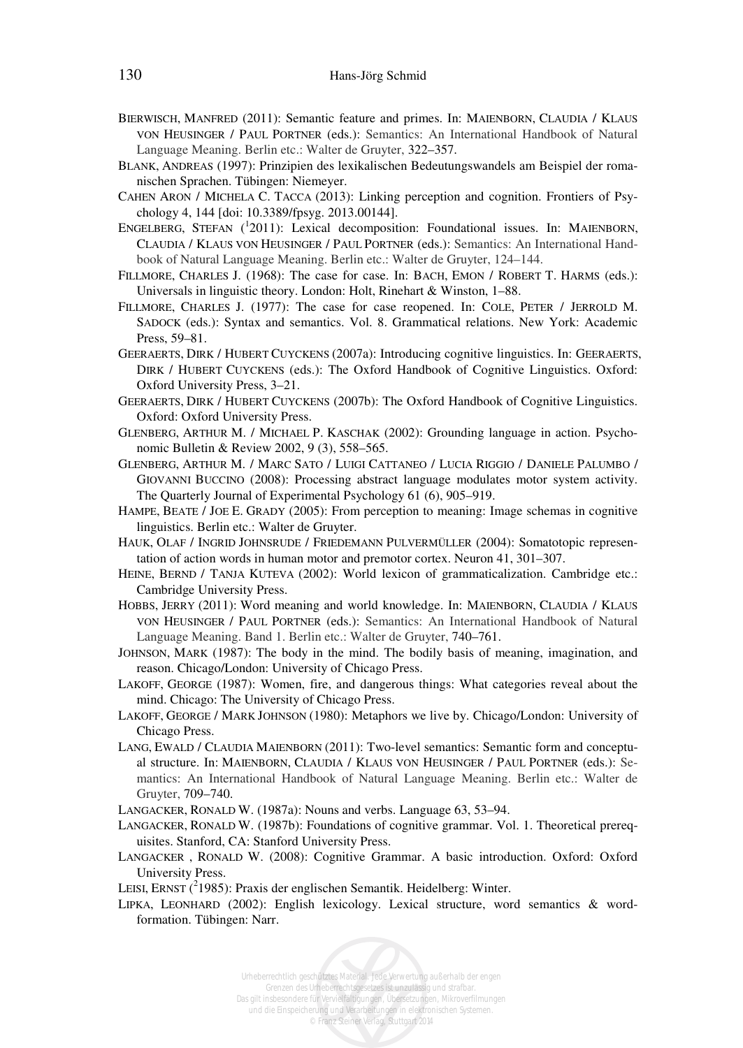BIERWISCH, MANFRED (2011): Semantic feature and primes. In: MAIENBORN, CLAUDIA / KLAUS VON HEUSINGER / PAUL PORTNER (eds.): Semantics: An International Handbook of Natural Language Meaning. Berlin etc.: Walter de Gruyter, 322–357.

BLANK, ANDREAS (1997): Prinzipien des lexikalischen Bedeutungswandels am Beispiel der romanischen Sprachen. Tübingen: Niemeyer.

CAHEN ARON / MICHELA C. TACCA (2013): Linking perception and cognition. Frontiers of Psychology 4, 144 [doi: 10.3389/fpsyg. 2013.00144].

ENGELBERG, STEFAN ([1]2011): Lexical decomposition: Foundational issues. In: MAIENBORN, CLAUDIA / KLAUS VON HEUSINGER / PAUL PORTNER (eds.): Semantics: An International Handbook of Natural Language Meaning. Berlin etc.: Walter de Gruyter, 124–144.

FILLMORE, CHARLES J. (1968): The case for case. In: BACH, EMON / ROBERT T. HARMS (eds.): Universals in linguistic theory. London: Holt, Rinehart & Winston, 1–88.

FILLMORE, CHARLES J. (1977): The case for case reopened. In: COLE, PETER / JERROLD M. SADOCK (eds.): Syntax and semantics. Vol. 8. Grammatical relations. New York: Academic Press, 59–81.

GEERAERTS, DIRK / HUBERT CUYCKENS (2007a): Introducing cognitive linguistics. In: GEERAERTS, DIRK / HUBERT CUYCKENS (eds.): The Oxford Handbook of Cognitive Linguistics. Oxford: Oxford University Press, 3–21.

GEERAERTS, DIRK / HUBERT CUYCKENS (2007b): The Oxford Handbook of Cognitive Linguistics. Oxford: Oxford University Press.

GLENBERG, ARTHUR M. / MICHAEL P. KASCHAK (2002): Grounding language in action. Psychonomic Bulletin & Review 2002, 9 (3), 558–565.

GLENBERG, ARTHUR M. / MARC SATO / LUIGI CATTANEO / LUCIA RIGGIO / DANIELE PALUMBO / GIOVANNI BUCCINO (2008): Processing abstract language modulates motor system activity. The Quarterly Journal of Experimental Psychology 61 (6), 905–919.

HAMPE, BEATE / JOE E. GRADY (2005): From perception to meaning: Image schemas in cognitive linguistics. Berlin etc.: Walter de Gruyter.

HAUK, OLAF / INGRID JOHNSRUDE / FRIEDEMANN PULVERMÜLLER (2004): Somatotopic representation of action words in human motor and premotor cortex. Neuron 41, 301–307.

HEINE, BERND / TANJA KUTEVA (2002): World lexicon of grammaticalization. Cambridge etc.: Cambridge University Press.

HOBBS, JERRY (2011): Word meaning and world knowledge. In: MAIENBORN, CLAUDIA / KLAUS VON HEUSINGER / PAUL PORTNER (eds.): Semantics: An International Handbook of Natural Language Meaning. Band 1. Berlin etc.: Walter de Gruyter, 740–761.

JOHNSON, MARK (1987): The body in the mind. The bodily basis of meaning, imagination, and reason. Chicago/London: University of Chicago Press.

LAKOFF, GEORGE (1987): Women, fire, and dangerous things: What categories reveal about the mind. Chicago: The University of Chicago Press.

LAKOFF, GEORGE / MARK JOHNSON (1980): Metaphors we live by. Chicago/London: University of Chicago Press.

LANG, EWALD / CLAUDIA MAIENBORN (2011): Two-level semantics: Semantic form and conceptual structure. In: MAIENBORN, CLAUDIA / KLAUS VON HEUSINGER / PAUL PORTNER (eds.): Semantics: An International Handbook of Natural Language Meaning. Berlin etc.: Walter de Gruyter, 709–740.

LANGACKER, RONALD W. (1987a): Nouns and verbs. Language 63, 53–94.

LANGACKER, RONALD W. (1987b): Foundations of cognitive grammar. Vol. 1. Theoretical prerequisites. Stanford, CA: Stanford University Press.

LANGACKER , RONALD W. (2008): Cognitive Grammar. A basic introduction. Oxford: Oxford University Press.

LEISI, ERNST ([2]1985): Praxis der englischen Semantik. Heidelberg: Winter.

LIPKA, LEONHARD (2002): English lexicology. Lexical structure, word semantics & word-formation. Tübingen: Narr.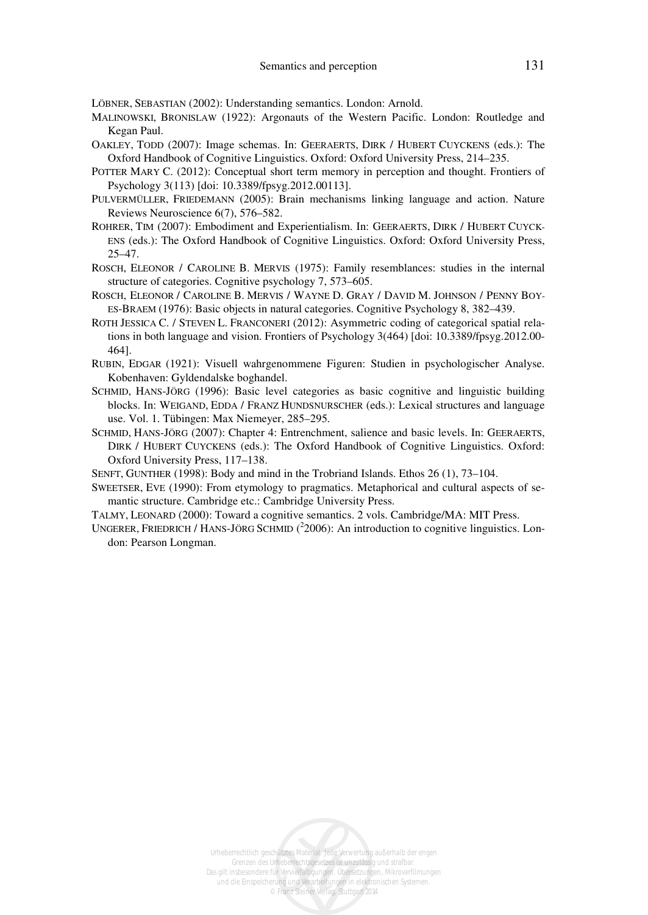LÖBNER, SEBASTIAN (2002): Understanding semantics. London: Arnold.

MALINOWSKI, BRONISLAW (1922): Argonauts of the Western Pacific. London: Routledge and Kegan Paul.

OAKLEY, TODD (2007): Image schemas. In: GEERAERTS, DIRK / HUBERT CUYCKENS (eds.): The Oxford Handbook of Cognitive Linguistics. Oxford: Oxford University Press, 214–235.

POTTER MARY C. (2012): Conceptual short term memory in perception and thought. Frontiers of Psychology 3(113) [doi: 10.3389/fpsyg.2012.00113].

PULVERMÜLLER, FRIEDEMANN (2005): Brain mechanisms linking language and action. Nature Reviews Neuroscience 6(7), 576–582.

ROHRER, TIM (2007): Embodiment and Experientialism. In: GEERAERTS, DIRK / HUBERT CUYCKENS (eds.): The Oxford Handbook of Cognitive Linguistics. Oxford: Oxford University Press, 25–47.

ROSCH, ELEONOR / CAROLINE B. MERVIS (1975): Family resemblances: studies in the internal structure of categories. Cognitive psychology 7, 573–605.

ROSCH, ELEONOR / CAROLINE B. MERVIS / WAYNE D. GRAY / DAVID M. JOHNSON / PENNY BOYES-BRAEM (1976): Basic objects in natural categories. Cognitive Psychology 8, 382–439.

ROTH JESSICA C. / STEVEN L. FRANCONERI (2012): Asymmetric coding of categorical spatial relations in both language and vision. Frontiers of Psychology 3(464) [doi: 10.3389/fpsyg.2012.00464].

RUBIN, EDGAR (1921): Visuell wahrgenommene Figuren: Studien in psychologischer Analyse. Kobenhaven: Gyldendalske boghandel.

SCHMID, HANS-JÖRG (1996): Basic level categories as basic cognitive and linguistic building blocks. In: WEIGAND, EDDA / FRANZ HUNDSNURSCHER (eds.): Lexical structures and language use. Vol. 1. Tübingen: Max Niemeyer, 285–295.

SCHMID, HANS-JÖRG (2007): Chapter 4: Entrenchment, salience and basic levels. In: GEERAERTS, DIRK / HUBERT CUYCKENS (eds.): The Oxford Handbook of Cognitive Linguistics. Oxford: Oxford University Press, 117–138.

SENFT, GUNTHER (1998): Body and mind in the Trobriand Islands. Ethos 26 (1), 73–104.

SWEETSER, EVE (1990): From etymology to pragmatics. Metaphorical and cultural aspects of semantic structure. Cambridge etc.: Cambridge University Press.

TALMY, LEONARD (2000): Toward a cognitive semantics. 2 vols. Cambridge/MA: MIT Press.

UNGERER, FRIEDRICH / HANS-JÖRG SCHMID ([2]2006): An introduction to cognitive linguistics. London: Pearson Longman.